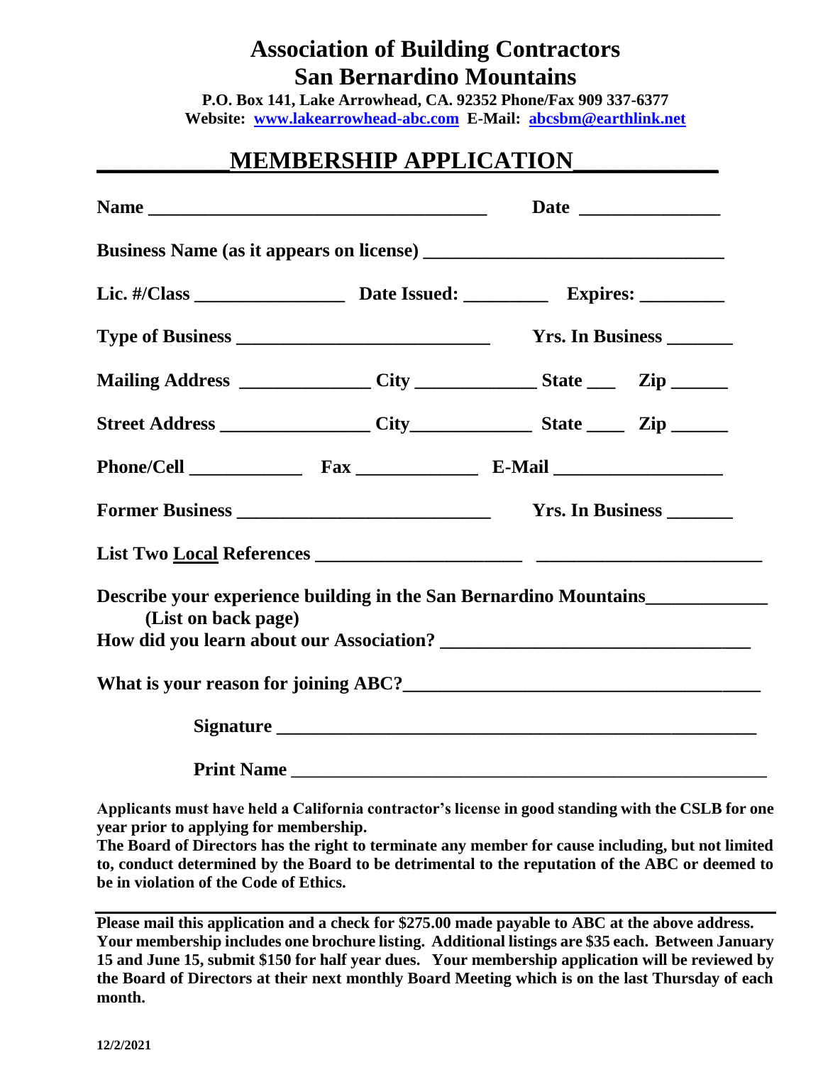# Association of Building Contractors
# San Bernardino Mountains

**P.O. Box 141, Lake Arrowhead, CA. 92352 Phone/Fax 909 337-6377**
**Website: www.lakearrowhead-abc.com E-Mail: abcsbm@earthlink.net**

## MEMBERSHIP APPLICATION

**Name** ____________________________________ **Date** _______________

**Business Name (as it appears on license)** ________________________________

**Lic. #/Class** ________________ **Date Issued:** _________ **Expires:** _________

**Type of Business** ___________________________ **Yrs. In Business** _______

**Mailing Address** ______________ **City** _____________ **State** ___ **Zip** ______

**Street Address** ________________ **City** _____________ **State** ____ **Zip** ______

**Phone/Cell** ____________ **Fax** _____________ **E-Mail** _________________

**Former Business** ___________________________ **Yrs. In Business** _______

**List Two Local References** ______________________ ________________________

**Describe your experience building in the San Bernardino Mountains** _____________
**(List on back page)**

**How did you learn about our Association?** ________________________________

**What is your reason for joining ABC?** ____________________________________

**Signature** ____________________________________________________

**Print Name** __________________________________________________

**Applicants must have held a California contractor's license in good standing with the CSLB for one year prior to applying for membership.**

**The Board of Directors has the right to terminate any member for cause including, but not limited to, conduct determined by the Board to be detrimental to the reputation of the ABC or deemed to be in violation of the Code of Ethics.**

---

**Please mail this application and a check for $275.00 made payable to ABC at the above address. Your membership includes one brochure listing. Additional listings are $35 each. Between January 15 and June 15, submit $150 for half year dues. Your membership application will be reviewed by the Board of Directors at their next monthly Board Meeting which is on the last Thursday of each month.**

**12/2/2021**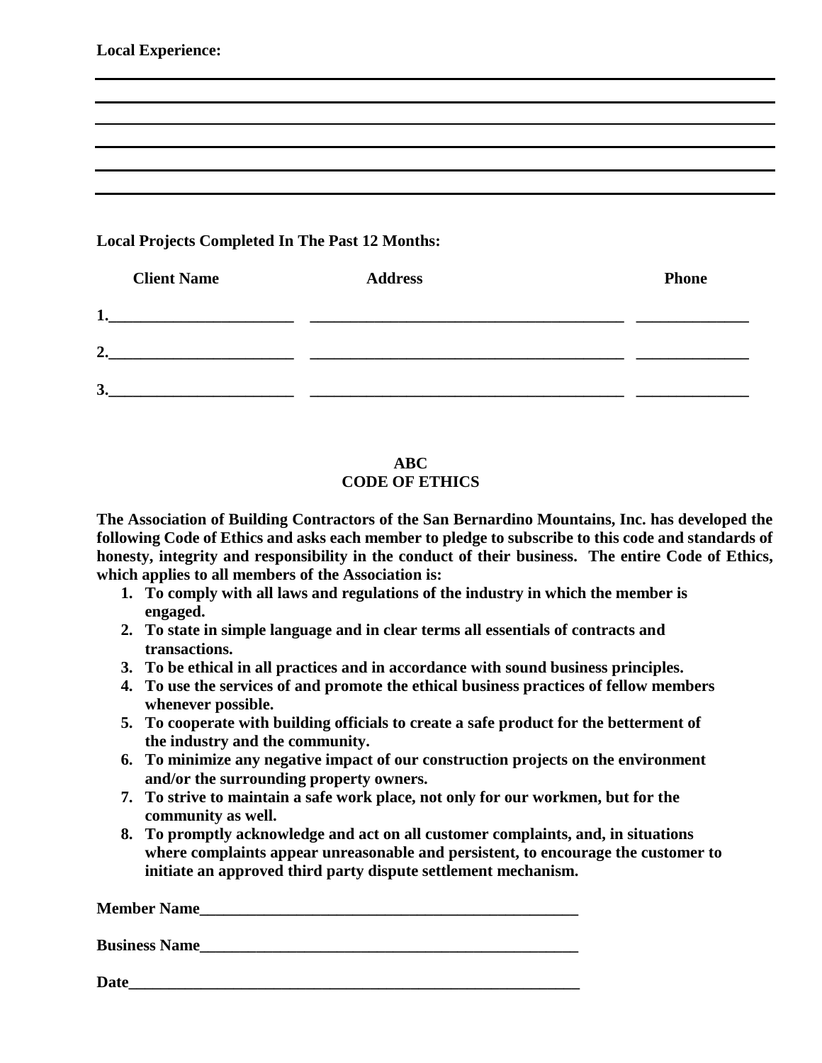**Local Experience:**

\_\_\_\_\_\_\_\_\_\_\_\_\_\_\_\_\_\_\_\_\_\_\_\_\_\_\_\_\_\_\_\_\_\_\_\_\_\_\_\_\_\_\_\_\_\_\_\_\_\_\_\_\_\_\_\_\_\_\_\_\_\_\_\_\_\_\_\_\_\_\_\_

\_\_\_\_\_\_\_\_\_\_\_\_\_\_\_\_\_\_\_\_\_\_\_\_\_\_\_\_\_\_\_\_\_\_\_\_\_\_\_\_\_\_\_\_\_\_\_\_\_\_\_\_\_\_\_\_\_\_\_\_\_\_\_\_\_\_\_\_\_\_\_\_

\_\_\_\_\_\_\_\_\_\_\_\_\_\_\_\_\_\_\_\_\_\_\_\_\_\_\_\_\_\_\_\_\_\_\_\_\_\_\_\_\_\_\_\_\_\_\_\_\_\_\_\_\_\_\_\_\_\_\_\_\_\_\_\_\_\_\_\_\_\_\_\_

\_\_\_\_\_\_\_\_\_\_\_\_\_\_\_\_\_\_\_\_\_\_\_\_\_\_\_\_\_\_\_\_\_\_\_\_\_\_\_\_\_\_\_\_\_\_\_\_\_\_\_\_\_\_\_\_\_\_\_\_\_\_\_\_\_\_\_\_\_\_\_\_

\_\_\_\_\_\_\_\_\_\_\_\_\_\_\_\_\_\_\_\_\_\_\_\_\_\_\_\_\_\_\_\_\_\_\_\_\_\_\_\_\_\_\_\_\_\_\_\_\_\_\_\_\_\_\_\_\_\_\_\_\_\_\_\_\_\_\_\_\_\_\_\_

\_\_\_\_\_\_\_\_\_\_\_\_\_\_\_\_\_\_\_\_\_\_\_\_\_\_\_\_\_\_\_\_\_\_\_\_\_\_\_\_\_\_\_\_\_\_\_\_\_\_\_\_\_\_\_\_\_\_\_\_\_\_\_\_\_\_\_\_\_\_\_\_

**Local Projects Completed In The Past 12 Months:**

| Client Name | Address | Phone |
|---|---|---|
| 1.\_\_\_\_\_\_\_\_\_\_\_\_\_\_\_\_\_\_\_\_\_\_\_\_ | \_\_\_\_\_\_\_\_\_\_\_\_\_\_\_\_\_\_\_\_\_\_\_\_\_\_\_\_\_\_\_\_\_\_\_\_\_\_\_\_ | \_\_\_\_\_\_\_\_\_\_\_\_\_\_ |
| 2.\_\_\_\_\_\_\_\_\_\_\_\_\_\_\_\_\_\_\_\_\_\_\_\_ | \_\_\_\_\_\_\_\_\_\_\_\_\_\_\_\_\_\_\_\_\_\_\_\_\_\_\_\_\_\_\_\_\_\_\_\_\_\_\_\_ | \_\_\_\_\_\_\_\_\_\_\_\_\_\_ |
| 3.\_\_\_\_\_\_\_\_\_\_\_\_\_\_\_\_\_\_\_\_\_\_\_\_ | \_\_\_\_\_\_\_\_\_\_\_\_\_\_\_\_\_\_\_\_\_\_\_\_\_\_\_\_\_\_\_\_\_\_\_\_\_\_\_\_ | \_\_\_\_\_\_\_\_\_\_\_\_\_\_ |

## ABC
## CODE OF ETHICS

**The Association of Building Contractors of the San Bernardino Mountains, Inc. has developed the following Code of Ethics and asks each member to pledge to subscribe to this code and standards of honesty, integrity and responsibility in the conduct of their business. The entire Code of Ethics, which applies to all members of the Association is:**

1. **To comply with all laws and regulations of the industry in which the member is engaged.**
2. **To state in simple language and in clear terms all essentials of contracts and transactions.**
3. **To be ethical in all practices and in accordance with sound business principles.**
4. **To use the services of and promote the ethical business practices of fellow members whenever possible.**
5. **To cooperate with building officials to create a safe product for the betterment of the industry and the community.**
6. **To minimize any negative impact of our construction projects on the environment and/or the surrounding property owners.**
7. **To strive to maintain a safe work place, not only for our workmen, but for the community as well.**
8. **To promptly acknowledge and act on all customer complaints, and, in situations where complaints appear unreasonable and persistent, to encourage the customer to initiate an approved third party dispute settlement mechanism.**

**Member Name**\_\_\_\_\_\_\_\_\_\_\_\_\_\_\_\_\_\_\_\_\_\_\_\_\_\_\_\_\_\_\_\_\_\_\_\_\_\_\_\_\_\_\_\_\_\_\_\_\_\_

**Business Name**\_\_\_\_\_\_\_\_\_\_\_\_\_\_\_\_\_\_\_\_\_\_\_\_\_\_\_\_\_\_\_\_\_\_\_\_\_\_\_\_\_\_\_\_\_\_\_\_\_\_

**Date**\_\_\_\_\_\_\_\_\_\_\_\_\_\_\_\_\_\_\_\_\_\_\_\_\_\_\_\_\_\_\_\_\_\_\_\_\_\_\_\_\_\_\_\_\_\_\_\_\_\_\_\_\_\_\_\_\_\_\_\_